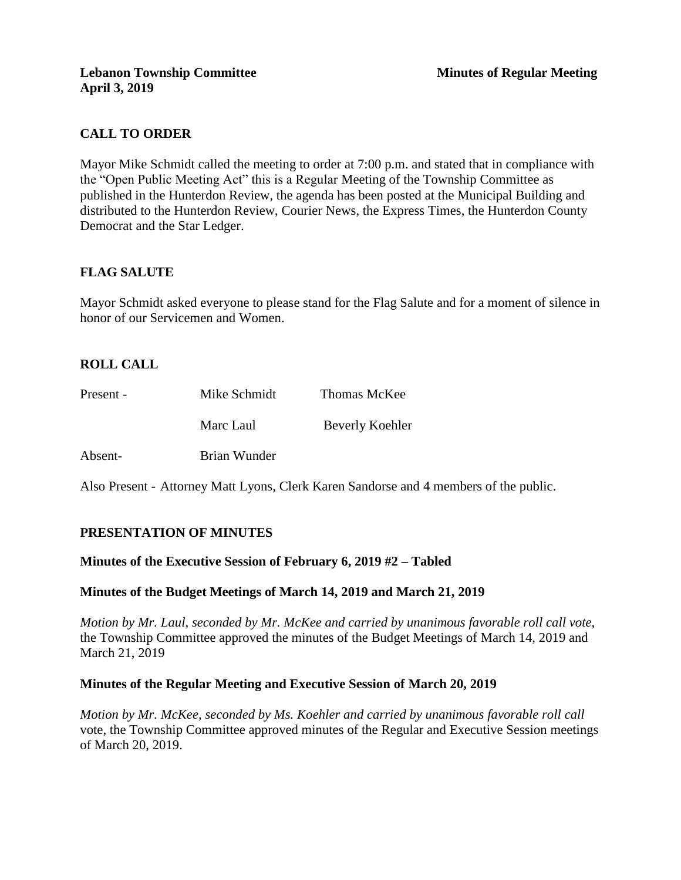**Lebanon Township Committee** **Minutes of Regular Meeting**
**April 3, 2019**

## CALL TO ORDER

Mayor Mike Schmidt called the meeting to order at 7:00 p.m. and stated that in compliance with the "Open Public Meeting Act" this is a Regular Meeting of the Township Committee as published in the Hunterdon Review, the agenda has been posted at the Municipal Building and distributed to the Hunterdon Review, Courier News, the Express Times, the Hunterdon County Democrat and the Star Ledger.

## FLAG SALUTE

Mayor Schmidt asked everyone to please stand for the Flag Salute and for a moment of silence in honor of our Servicemen and Women.

## ROLL CALL

| | | |
|---|---|---|
| Present - | Mike Schmidt | Thomas McKee |
| | Marc Laul | Beverly Koehler |
| Absent- | Brian Wunder | |

Also Present - Attorney Matt Lyons, Clerk Karen Sandorse and 4 members of the public.

## PRESENTATION OF MINUTES

### Minutes of the Executive Session of February 6, 2019 #2 – Tabled

### Minutes of the Budget Meetings of March 14, 2019 and March 21, 2019

*Motion by Mr. Laul, seconded by Mr. McKee and carried by unanimous favorable roll call vote,* the Township Committee approved the minutes of the Budget Meetings of March 14, 2019 and March 21, 2019

### Minutes of the Regular Meeting and Executive Session of March 20, 2019

*Motion by Mr. McKee, seconded by Ms. Koehler and carried by unanimous favorable roll call* vote, the Township Committee approved minutes of the Regular and Executive Session meetings of March 20, 2019.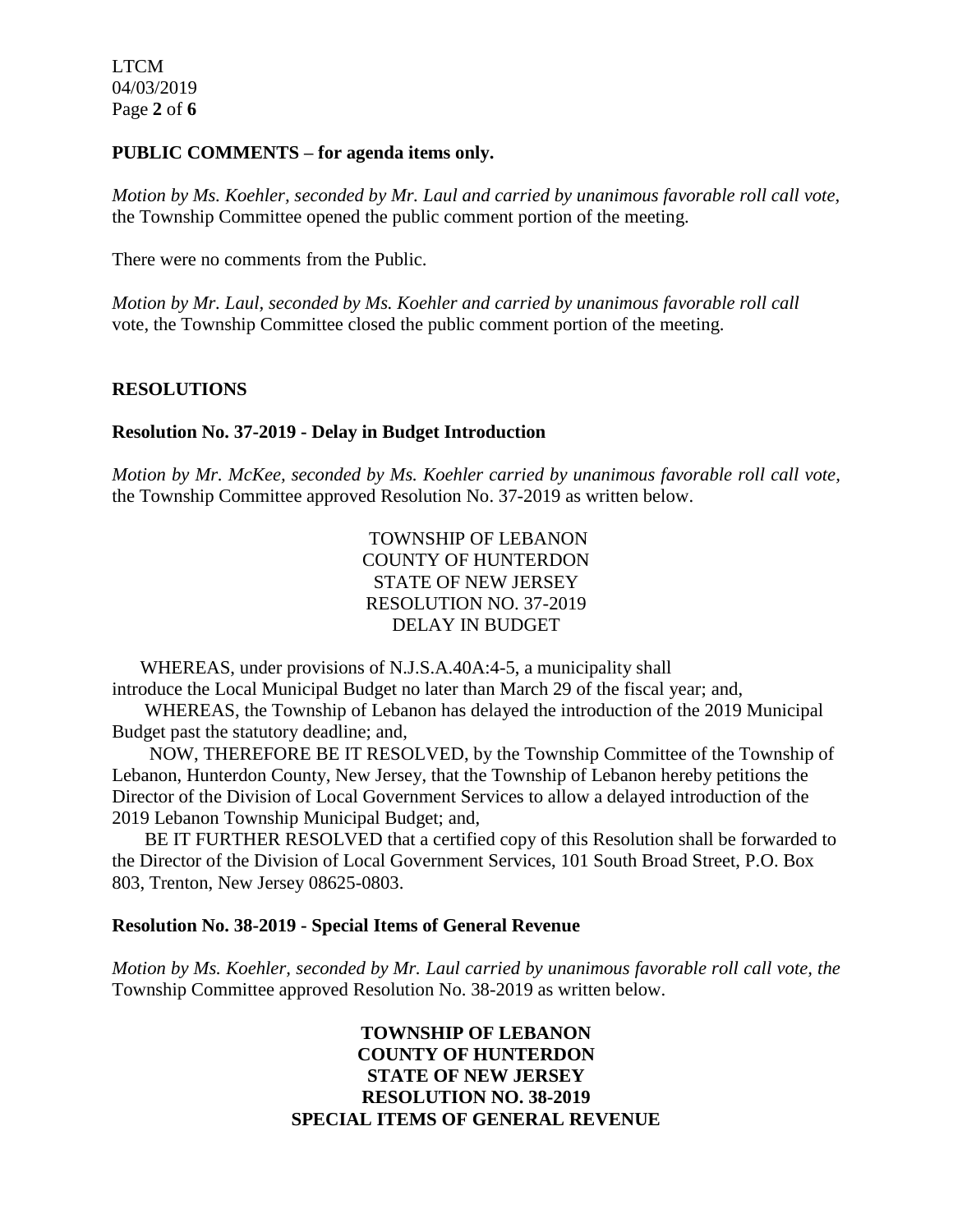**PUBLIC COMMENTS – for agenda items only.**

*Motion by Ms. Koehler, seconded by Mr. Laul and carried by unanimous favorable roll call vote,* the Township Committee opened the public comment portion of the meeting.

There were no comments from the Public.

*Motion by Mr. Laul, seconded by Ms. Koehler and carried by unanimous favorable roll call* vote, the Township Committee closed the public comment portion of the meeting.

**RESOLUTIONS**

**Resolution No. 37-2019 - Delay in Budget Introduction**

*Motion by Mr. McKee, seconded by Ms. Koehler carried by unanimous favorable roll call vote,* the Township Committee approved Resolution No. 37-2019 as written below.

TOWNSHIP OF LEBANON
COUNTY OF HUNTERDON
STATE OF NEW JERSEY
RESOLUTION NO. 37-2019
DELAY IN BUDGET

WHEREAS, under provisions of N.J.S.A.40A:4-5, a municipality shall introduce the Local Municipal Budget no later than March 29 of the fiscal year; and,

WHEREAS, the Township of Lebanon has delayed the introduction of the 2019 Municipal Budget past the statutory deadline; and,

NOW, THEREFORE BE IT RESOLVED, by the Township Committee of the Township of Lebanon, Hunterdon County, New Jersey, that the Township of Lebanon hereby petitions the Director of the Division of Local Government Services to allow a delayed introduction of the 2019 Lebanon Township Municipal Budget; and,

BE IT FURTHER RESOLVED that a certified copy of this Resolution shall be forwarded to the Director of the Division of Local Government Services, 101 South Broad Street, P.O. Box 803, Trenton, New Jersey 08625-0803.

**Resolution No. 38-2019 - Special Items of General Revenue**

*Motion by Ms. Koehler, seconded by Mr. Laul carried by unanimous favorable roll call vote, the* Township Committee approved Resolution No. 38-2019 as written below.

**TOWNSHIP OF LEBANON**
**COUNTY OF HUNTERDON**
**STATE OF NEW JERSEY**
**RESOLUTION NO. 38-2019**
**SPECIAL ITEMS OF GENERAL REVENUE**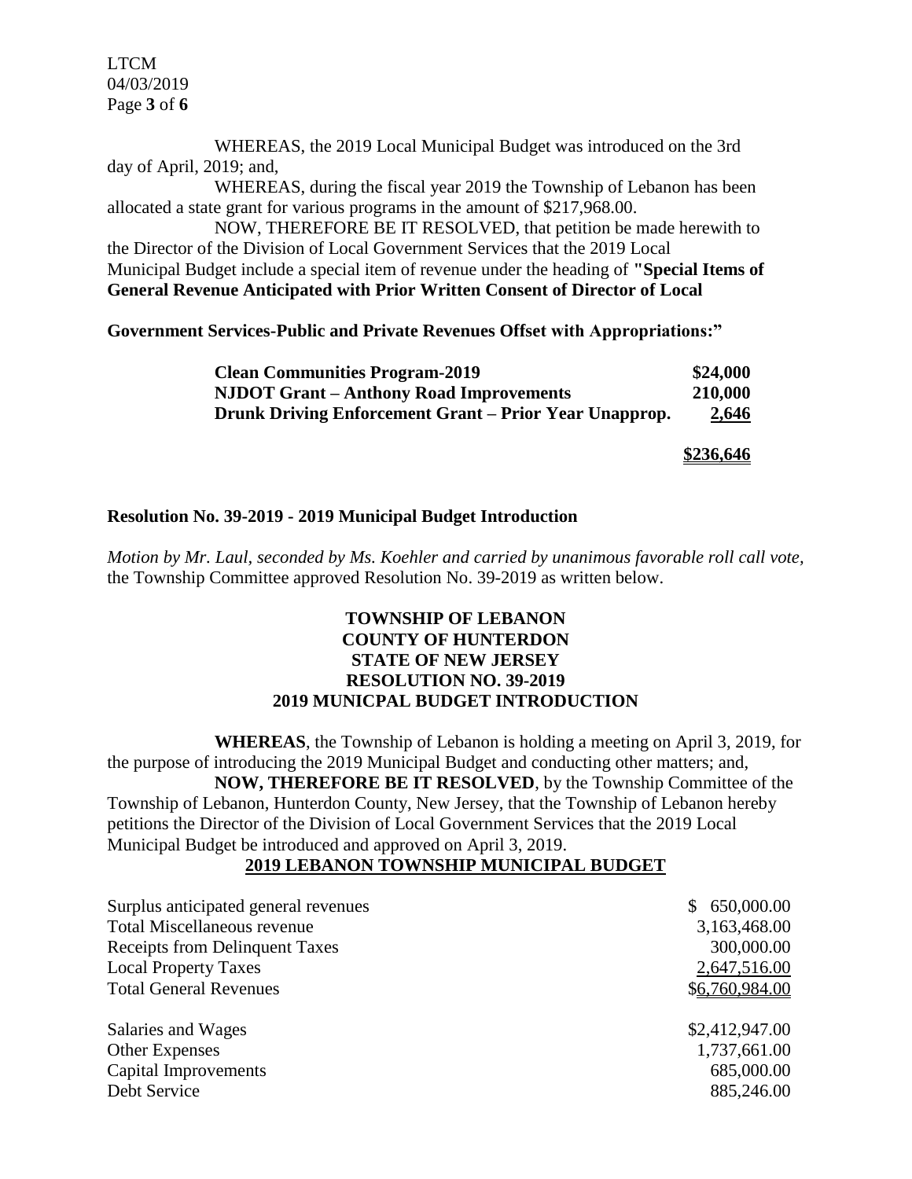WHEREAS, the 2019 Local Municipal Budget was introduced on the 3rd day of April, 2019; and,

WHEREAS, during the fiscal year 2019 the Township of Lebanon has been allocated a state grant for various programs in the amount of $217,968.00.

NOW, THEREFORE BE IT RESOLVED, that petition be made herewith to the Director of the Division of Local Government Services that the 2019 Local Municipal Budget include a special item of revenue under the heading of **"Special Items of General Revenue Anticipated with Prior Written Consent of Director of Local Government Services-Public and Private Revenues Offset with Appropriations:"**

| | |
|---|---|
| **Clean Communities Program-2019** | **$24,000** |
| **NJDOT Grant – Anthony Road Improvements** | **210,000** |
| **Drunk Driving Enforcement Grant – Prior Year Unapprop.** | **2,646** |
| | **$236,646** |

**Resolution No. 39-2019 - 2019 Municipal Budget Introduction**

*Motion by Mr. Laul, seconded by Ms. Koehler and carried by unanimous favorable roll call vote,* the Township Committee approved Resolution No. 39-2019 as written below.

**TOWNSHIP OF LEBANON**
**COUNTY OF HUNTERDON**
**STATE OF NEW JERSEY**
**RESOLUTION NO. 39-2019**
**2019 MUNICPAL BUDGET INTRODUCTION**

**WHEREAS**, the Township of Lebanon is holding a meeting on April 3, 2019, for the purpose of introducing the 2019 Municipal Budget and conducting other matters; and,

**NOW, THEREFORE BE IT RESOLVED**, by the Township Committee of the Township of Lebanon, Hunterdon County, New Jersey, that the Township of Lebanon hereby petitions the Director of the Division of Local Government Services that the 2019 Local Municipal Budget be introduced and approved on April 3, 2019.

**2019 LEBANON TOWNSHIP MUNICIPAL BUDGET**

| | |
|---|---|
| Surplus anticipated general revenues | $ 650,000.00 |
| Total Miscellaneous revenue | 3,163,468.00 |
| Receipts from Delinquent Taxes | 300,000.00 |
| Local Property Taxes | 2,647,516.00 |
| Total General Revenues | $6,760,984.00 |
| | |
| Salaries and Wages | $2,412,947.00 |
| Other Expenses | 1,737,661.00 |
| Capital Improvements | 685,000.00 |
| Debt Service | 885,246.00 |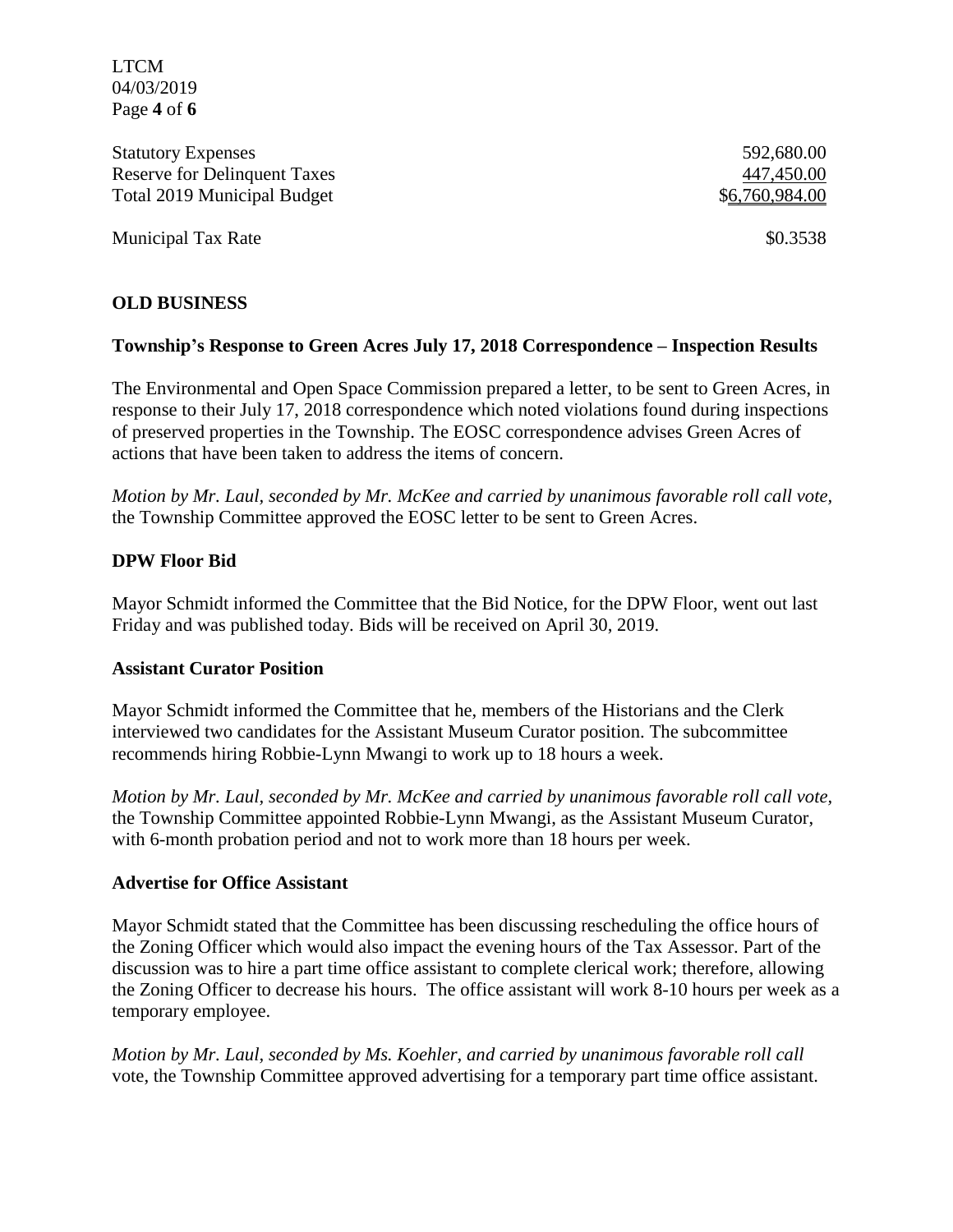| | |
|---|---|
| Statutory Expenses | 592,680.00 |
| Reserve for Delinquent Taxes | 447,450.00 |
| Total 2019 Municipal Budget | $6,760,984.00 |
| | |
| Municipal Tax Rate | $0.3538 |

## OLD BUSINESS

### Township's Response to Green Acres July 17, 2018 Correspondence – Inspection Results

The Environmental and Open Space Commission prepared a letter, to be sent to Green Acres, in response to their July 17, 2018 correspondence which noted violations found during inspections of preserved properties in the Township. The EOSC correspondence advises Green Acres of actions that have been taken to address the items of concern.

*Motion by Mr. Laul, seconded by Mr. McKee and carried by unanimous favorable roll call vote,* the Township Committee approved the EOSC letter to be sent to Green Acres.

### DPW Floor Bid

Mayor Schmidt informed the Committee that the Bid Notice, for the DPW Floor, went out last Friday and was published today. Bids will be received on April 30, 2019.

### Assistant Curator Position

Mayor Schmidt informed the Committee that he, members of the Historians and the Clerk interviewed two candidates for the Assistant Museum Curator position. The subcommittee recommends hiring Robbie-Lynn Mwangi to work up to 18 hours a week.

*Motion by Mr. Laul, seconded by Mr. McKee and carried by unanimous favorable roll call vote,* the Township Committee appointed Robbie-Lynn Mwangi, as the Assistant Museum Curator, with 6-month probation period and not to work more than 18 hours per week.

### Advertise for Office Assistant

Mayor Schmidt stated that the Committee has been discussing rescheduling the office hours of the Zoning Officer which would also impact the evening hours of the Tax Assessor. Part of the discussion was to hire a part time office assistant to complete clerical work; therefore, allowing the Zoning Officer to decrease his hours. The office assistant will work 8-10 hours per week as a temporary employee.

*Motion by Mr. Laul, seconded by Ms. Koehler, and carried by unanimous favorable roll call* vote, the Township Committee approved advertising for a temporary part time office assistant.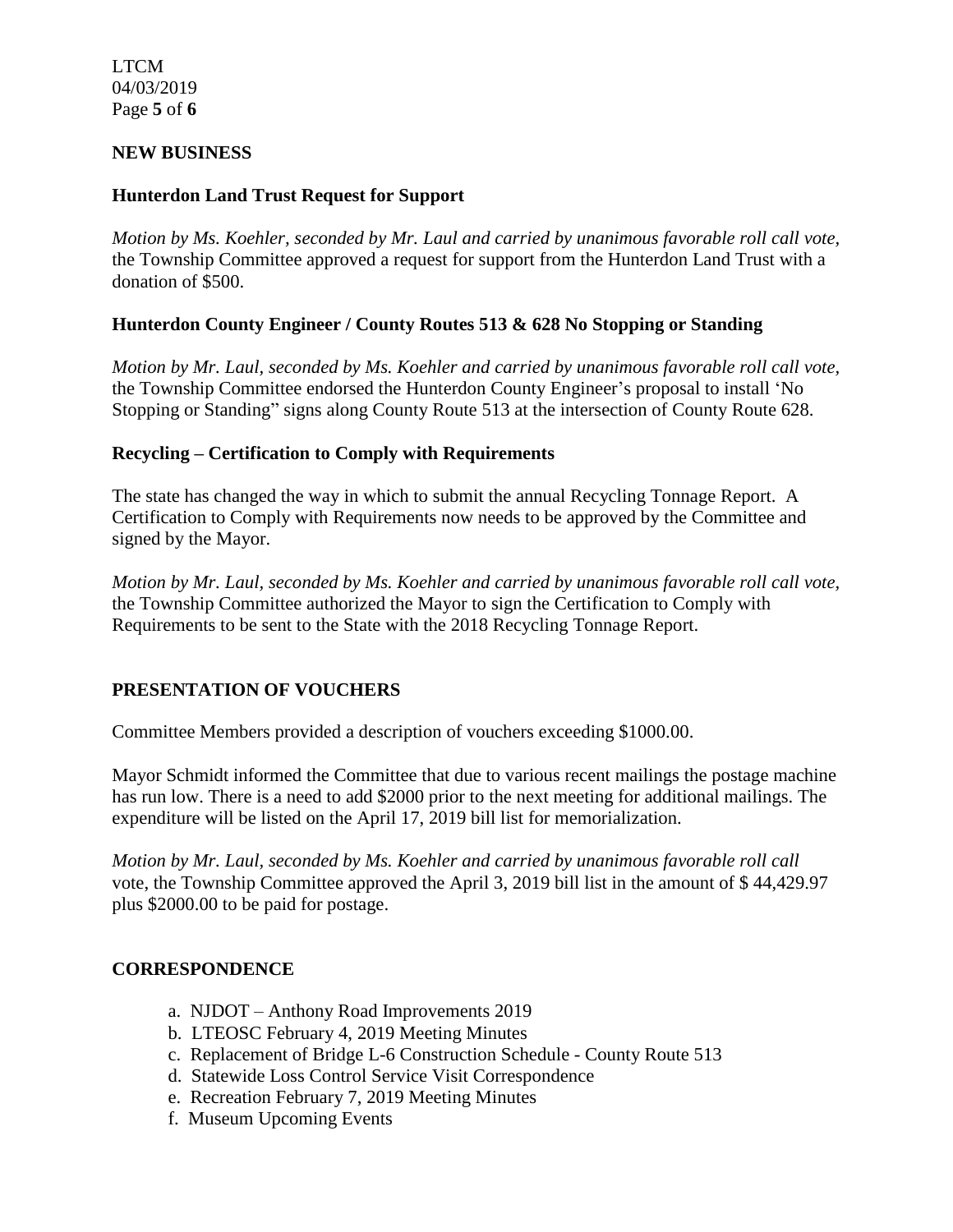## NEW BUSINESS

### Hunterdon Land Trust Request for Support

*Motion by Ms. Koehler, seconded by Mr. Laul and carried by unanimous favorable roll call vote,* the Township Committee approved a request for support from the Hunterdon Land Trust with a donation of $500.

### Hunterdon County Engineer / County Routes 513 & 628 No Stopping or Standing

*Motion by Mr. Laul, seconded by Ms. Koehler and carried by unanimous favorable roll call vote,* the Township Committee endorsed the Hunterdon County Engineer's proposal to install 'No Stopping or Standing" signs along County Route 513 at the intersection of County Route 628.

### Recycling – Certification to Comply with Requirements

The state has changed the way in which to submit the annual Recycling Tonnage Report. A Certification to Comply with Requirements now needs to be approved by the Committee and signed by the Mayor.

*Motion by Mr. Laul, seconded by Ms. Koehler and carried by unanimous favorable roll call vote,* the Township Committee authorized the Mayor to sign the Certification to Comply with Requirements to be sent to the State with the 2018 Recycling Tonnage Report.

## PRESENTATION OF VOUCHERS

Committee Members provided a description of vouchers exceeding $1000.00.

Mayor Schmidt informed the Committee that due to various recent mailings the postage machine has run low. There is a need to add $2000 prior to the next meeting for additional mailings. The expenditure will be listed on the April 17, 2019 bill list for memorialization.

*Motion by Mr. Laul, seconded by Ms. Koehler and carried by unanimous favorable roll call* vote, the Township Committee approved the April 3, 2019 bill list in the amount of $ 44,429.97 plus $2000.00 to be paid for postage.

## CORRESPONDENCE

a. NJDOT – Anthony Road Improvements 2019
b. LTEOSC February 4, 2019 Meeting Minutes
c. Replacement of Bridge L-6 Construction Schedule - County Route 513
d. Statewide Loss Control Service Visit Correspondence
e. Recreation February 7, 2019 Meeting Minutes
f. Museum Upcoming Events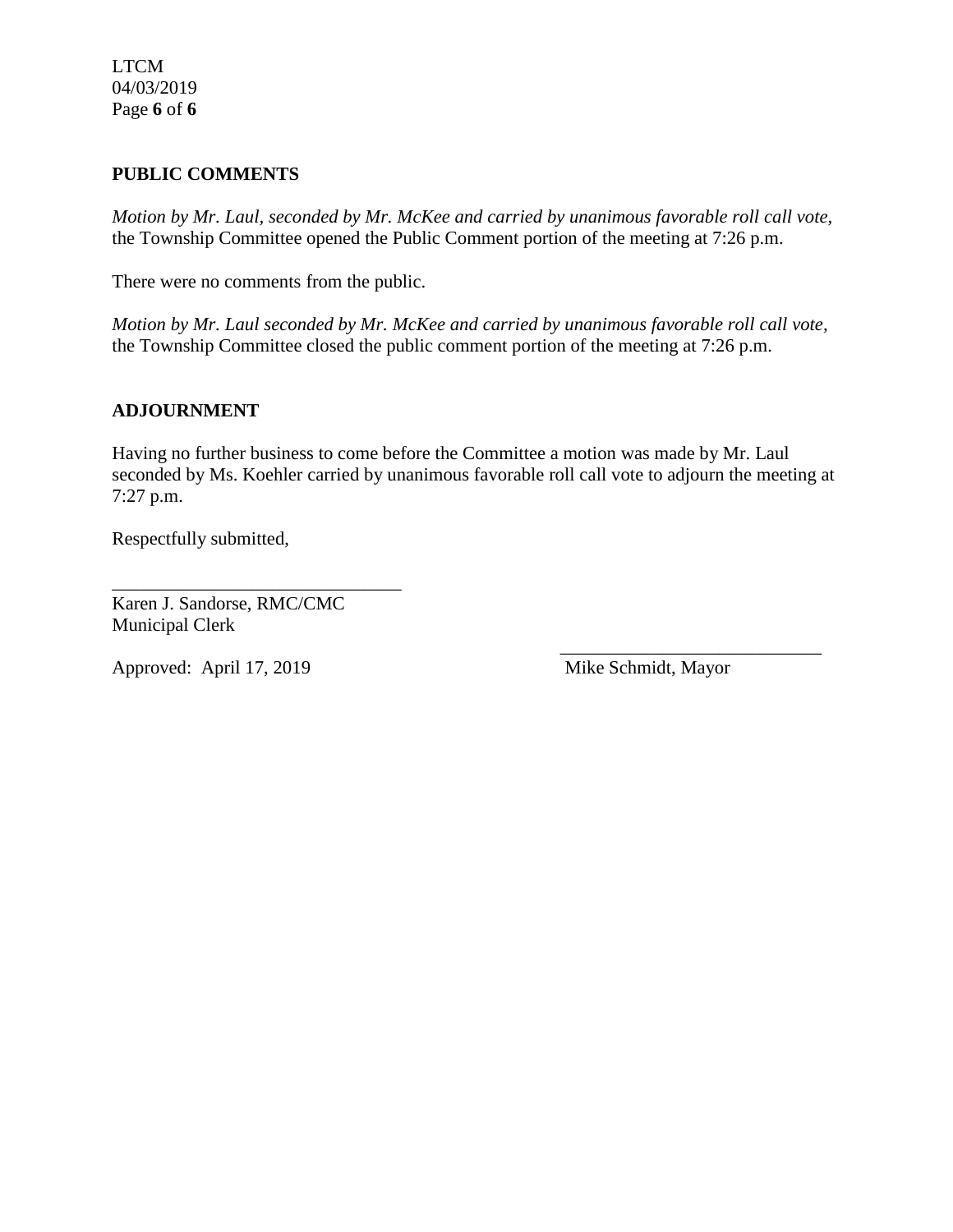## PUBLIC COMMENTS

*Motion by Mr. Laul, seconded by Mr. McKee and carried by unanimous favorable roll call vote,* the Township Committee opened the Public Comment portion of the meeting at 7:26 p.m.

There were no comments from the public.

*Motion by Mr. Laul seconded by Mr. McKee and carried by unanimous favorable roll call vote,* the Township Committee closed the public comment portion of the meeting at 7:26 p.m.

## ADJOURNMENT

Having no further business to come before the Committee a motion was made by Mr. Laul seconded by Ms. Koehler carried by unanimous favorable roll call vote to adjourn the meeting at 7:27 p.m.

Respectfully submitted,

\_\_\_\_\_\_\_\_\_\_\_\_\_\_\_\_\_\_\_\_\_\_\_\_\_\_\_\_\_\_\_\_

Karen J. Sandorse, RMC/CMC
Municipal Clerk

Approved: April 17, 2019

\_\_\_\_\_\_\_\_\_\_\_\_\_\_\_\_\_\_\_\_\_\_\_\_\_\_\_\_\_\_

Mike Schmidt, Mayor